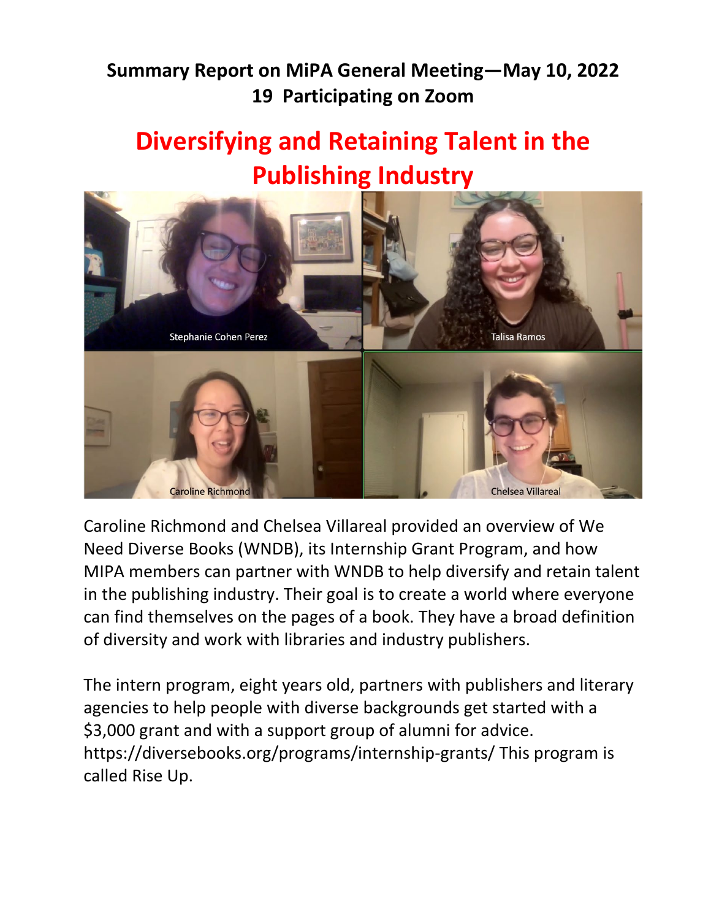**Summary Report on MiPA General Meeting—May 10, 2022**
**19 Participating on Zoom**

# Diversifying and Retaining Talent in the Publishing Industry

Stephanie Cohen Perez
Talisa Ramos
Caroline Richmond
Chelsea Villareal

Caroline Richmond and Chelsea Villareal provided an overview of We Need Diverse Books (WNDB), its Internship Grant Program, and how MIPA members can partner with WNDB to help diversify and retain talent in the publishing industry. Their goal is to create a world where everyone can find themselves on the pages of a book. They have a broad definition of diversity and work with libraries and industry publishers.

The intern program, eight years old, partners with publishers and literary agencies to help people with diverse backgrounds get started with a $3,000 grant and with a support group of alumni for advice. https://diversebooks.org/programs/internship-grants/ This program is called Rise Up.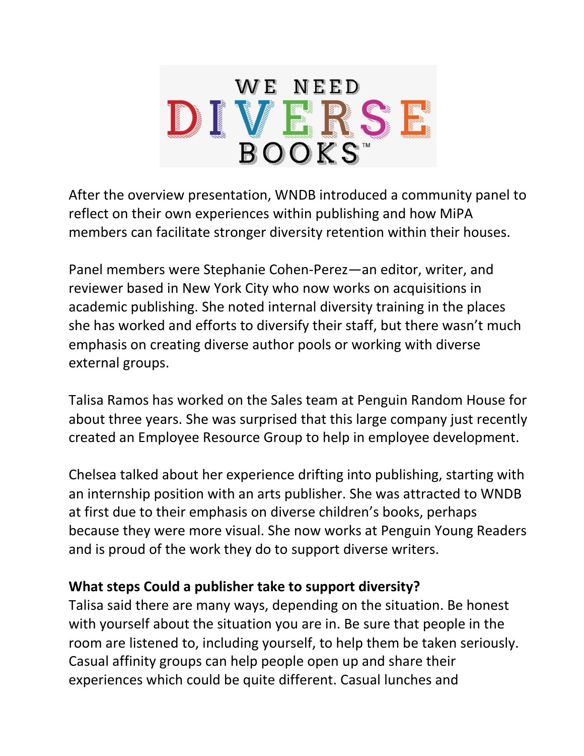After the overview presentation, WNDB introduced a community panel to reflect on their own experiences within publishing and how MiPA members can facilitate stronger diversity retention within their houses.

Panel members were Stephanie Cohen-Perez—an editor, writer, and reviewer based in New York City who now works on acquisitions in academic publishing. She noted internal diversity training in the places she has worked and efforts to diversify their staff, but there wasn't much emphasis on creating diverse author pools or working with diverse external groups.

Talisa Ramos has worked on the Sales team at Penguin Random House for about three years. She was surprised that this large company just recently created an Employee Resource Group to help in employee development.

Chelsea talked about her experience drifting into publishing, starting with an internship position with an arts publisher. She was attracted to WNDB at first due to their emphasis on diverse children's books, perhaps because they were more visual. She now works at Penguin Young Readers and is proud of the work they do to support diverse writers.

**What steps Could a publisher take to support diversity?**

Talisa said there are many ways, depending on the situation. Be honest with yourself about the situation you are in. Be sure that people in the room are listened to, including yourself, to help them be taken seriously. Casual affinity groups can help people open up and share their experiences which could be quite different. Casual lunches and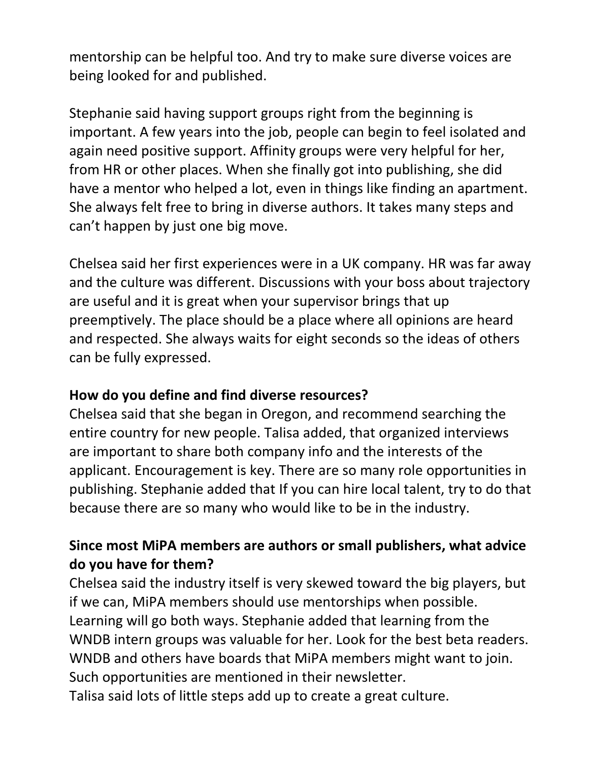mentorship can be helpful too. And try to make sure diverse voices are being looked for and published.

Stephanie said having support groups right from the beginning is important. A few years into the job, people can begin to feel isolated and again need positive support. Affinity groups were very helpful for her, from HR or other places. When she finally got into publishing, she did have a mentor who helped a lot, even in things like finding an apartment. She always felt free to bring in diverse authors. It takes many steps and can't happen by just one big move.

Chelsea said her first experiences were in a UK company. HR was far away and the culture was different. Discussions with your boss about trajectory are useful and it is great when your supervisor brings that up preemptively. The place should be a place where all opinions are heard and respected. She always waits for eight seconds so the ideas of others can be fully expressed.

**How do you define and find diverse resources?**

Chelsea said that she began in Oregon, and recommend searching the entire country for new people. Talisa added, that organized interviews are important to share both company info and the interests of the applicant. Encouragement is key. There are so many role opportunities in publishing. Stephanie added that If you can hire local talent, try to do that because there are so many who would like to be in the industry.

**Since most MiPA members are authors or small publishers, what advice do you have for them?**

Chelsea said the industry itself is very skewed toward the big players, but if we can, MiPA members should use mentorships when possible. Learning will go both ways. Stephanie added that learning from the WNDB intern groups was valuable for her. Look for the best beta readers. WNDB and others have boards that MiPA members might want to join. Such opportunities are mentioned in their newsletter.
Talisa said lots of little steps add up to create a great culture.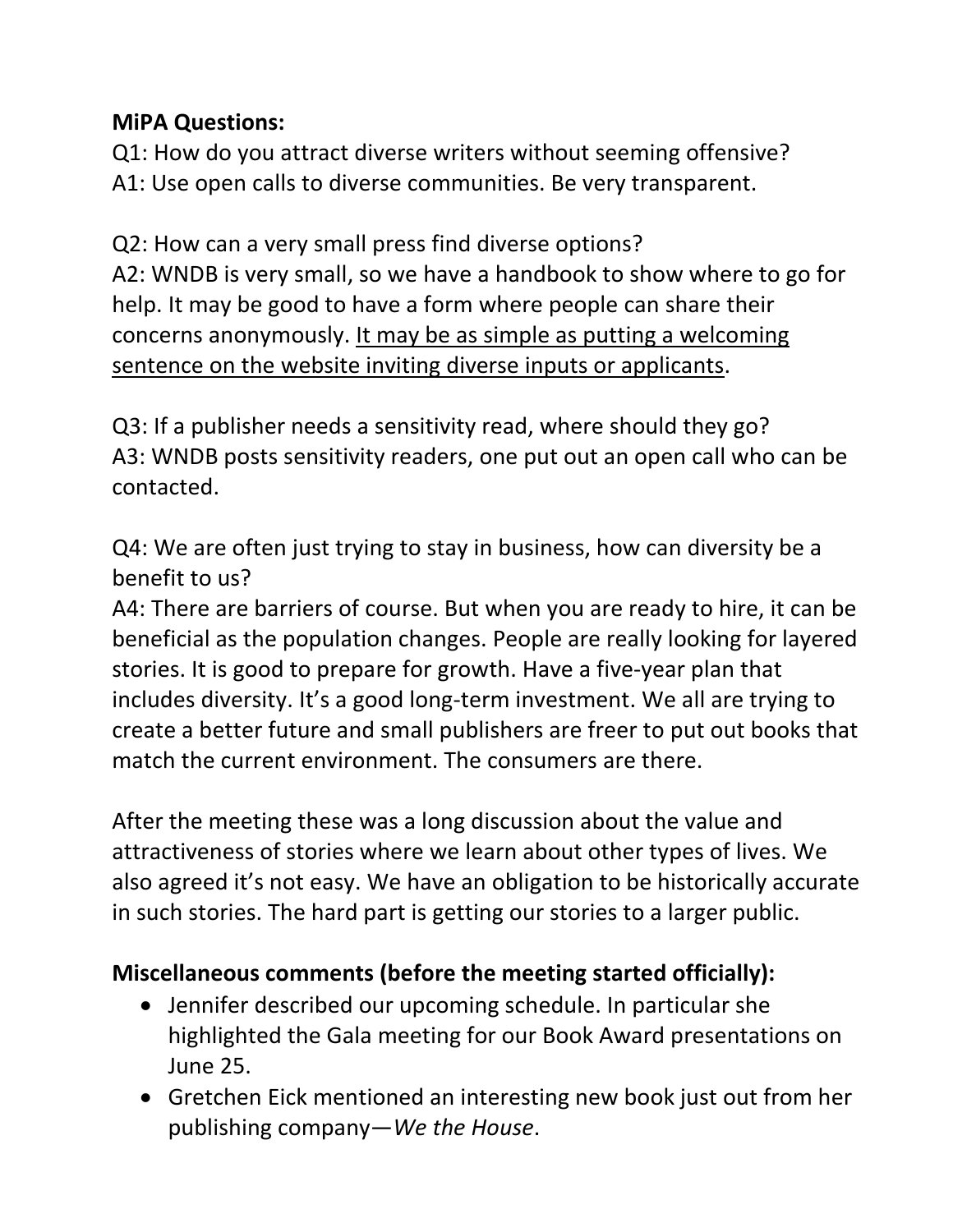**MiPA Questions:**

Q1: How do you attract diverse writers without seeming offensive?
A1: Use open calls to diverse communities. Be very transparent.

Q2: How can a very small press find diverse options?
A2: WNDB is very small, so we have a handbook to show where to go for help. It may be good to have a form where people can share their concerns anonymously. <u>It may be as simple as putting a welcoming sentence on the website inviting diverse inputs or applicants</u>.

Q3: If a publisher needs a sensitivity read, where should they go?
A3: WNDB posts sensitivity readers, one put out an open call who can be contacted.

Q4: We are often just trying to stay in business, how can diversity be a benefit to us?
A4: There are barriers of course. But when you are ready to hire, it can be beneficial as the population changes. People are really looking for layered stories. It is good to prepare for growth. Have a five-year plan that includes diversity. It's a good long-term investment. We all are trying to create a better future and small publishers are freer to put out books that match the current environment. The consumers are there.

After the meeting these was a long discussion about the value and attractiveness of stories where we learn about other types of lives. We also agreed it's not easy. We have an obligation to be historically accurate in such stories. The hard part is getting our stories to a larger public.

**Miscellaneous comments (before the meeting started officially):**

- Jennifer described our upcoming schedule. In particular she highlighted the Gala meeting for our Book Award presentations on June 25.
- Gretchen Eick mentioned an interesting new book just out from her publishing company—*We the House*.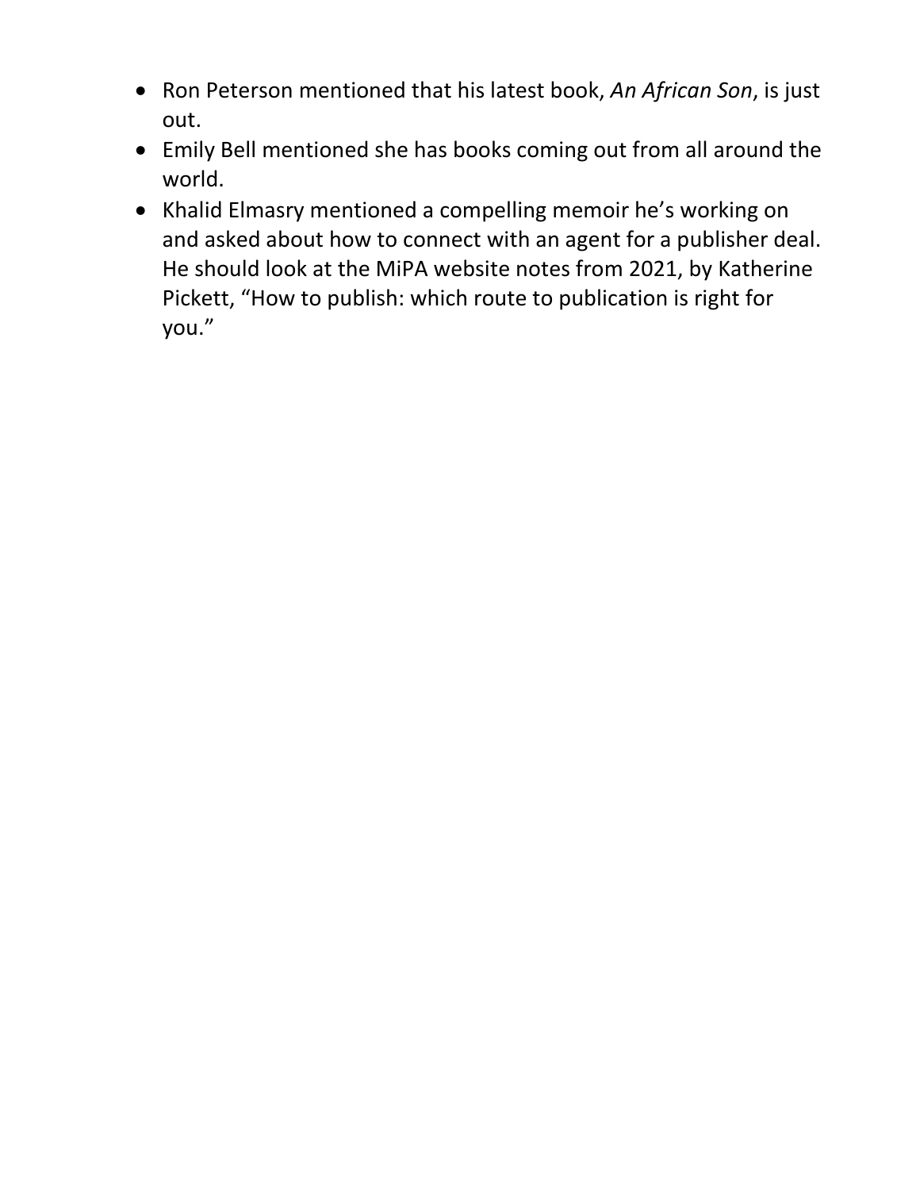- Ron Peterson mentioned that his latest book, *An African Son*, is just out.
- Emily Bell mentioned she has books coming out from all around the world.
- Khalid Elmasry mentioned a compelling memoir he's working on and asked about how to connect with an agent for a publisher deal. He should look at the MiPA website notes from 2021, by Katherine Pickett, "How to publish: which route to publication is right for you."